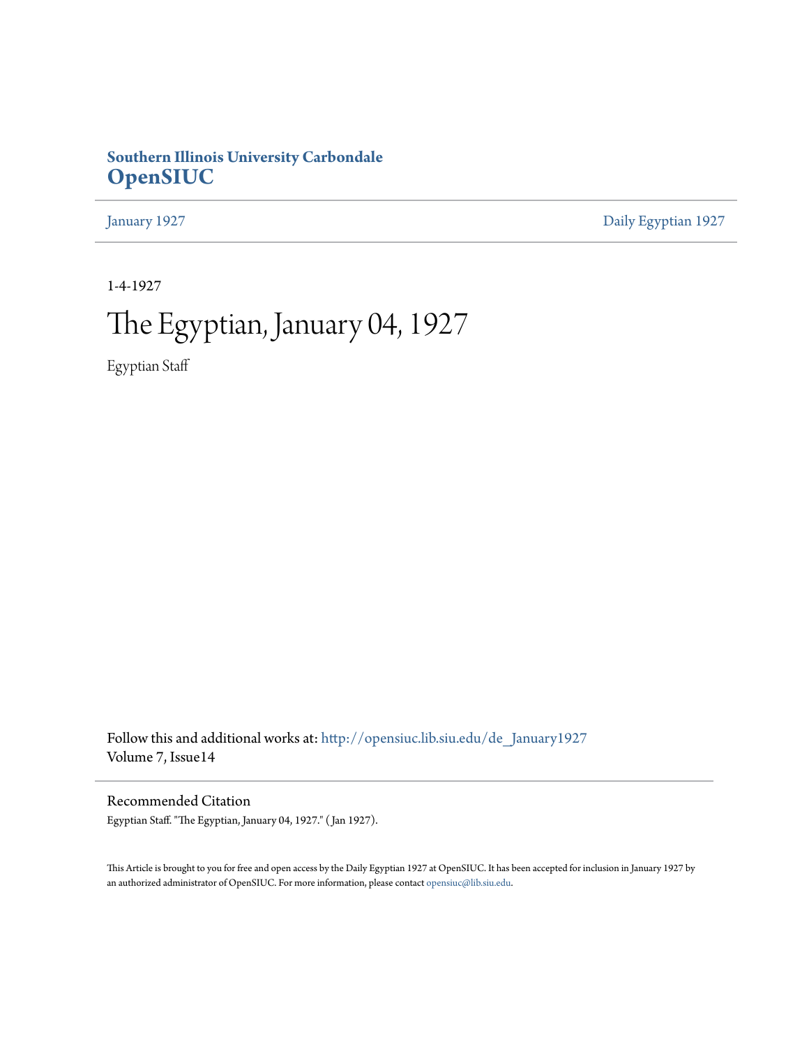**Southern Illinois University Carbondale**
**OpenSIUC**

January 1927 | Daily Egyptian 1927

1-4-1927

# The Egyptian, January 04, 1927

Egyptian Staff

Follow this and additional works at: http://opensiuc.lib.siu.edu/de_January1927
Volume 7, Issue14

## Recommended Citation

Egyptian Staff. "The Egyptian, January 04, 1927." ( Jan 1927).

This Article is brought to you for free and open access by the Daily Egyptian 1927 at OpenSIUC. It has been accepted for inclusion in January 1927 by an authorized administrator of OpenSIUC. For more information, please contact opensiuc@lib.siu.edu.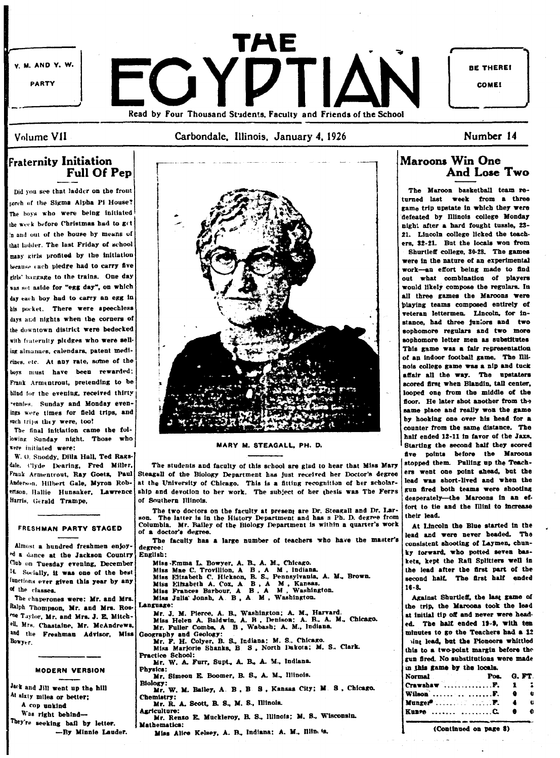V. M. AND Y. W. PARTY

# THE EGYPTIAN

BE THERE! COME!

Read by Four Thousand Students, Faculty and Friends of the School

Volume VII — Carbondale, Illinois, January 4, 1926 — Number 14

## Fraternity Initiation Full Of Pep

Did you see that ladder on the front porch of the Sigma Alpha Pi House? The boys who were being initiated the week before Christmas had to get in and out of the house by means of that ladder. The last Friday of school many girls profited by the initiation because each pledge had to carry five girls' baggage to the trains. One day was set aside for "egg day", on which day each boy had to carry an egg in his pocket. There were speechless days and nights when the corners of the downtown district were bedecked with fraternity pledges who were selling almanacs, calendars, patent medicines, etc. At any rate, some of the boys must have been rewarded; Frank Armentrout, pretending to be blind for the evening, received thirty pennies. Sunday and Monday evenings were times for field trips, and such trips they were, too!

The final initiation came the following Sunday night. Those who were initiated were:

W. O. Snoddy, Dilla Hall, Ted Ragsdale, Clyde Dearing, Fred Miller, Frank Armentrout, Ray Goetz, Paul Anderson, Hilbert Gale, Myron Robertson, Hallie Hunsaker, Lawrence Harris, Gerald Trampe.

### FRESHMAN PARTY STAGED

Almost a hundred freshmen enjoyed a dance at the Jackson Country Club on Tuesday evening, December 14. Socially, it was one of the best functions ever given this year by any of the classes.

The chaperones were: Mr. and Mrs. Ralph Thompson, Mr. and Mrs. Roscoe Taylor, Mr. and Mrs. J. E. Mitchell, Mrs. Chastaine, Mr. McAndrews, and the Freshman Advisor, Miss Bowyer.

### MODERN VERSION

Jack and Jill went up the hill
At sixty miles or better;
A cop unkind
Was right behind—
They're seeking bail by letter.

—By Minnie Lauder.

MARY M. STEAGALL, PH. D.

The students and faculty of this school are glad to hear that Miss Mary Steagall of the Biology Department has just received her Doctor's degree at the University of Chicago. This is a fitting recognition of her scholarship and devotion to her work. The subject of her thesis was The Ferns of Southern Illinois.

The two doctors on the faculty at present are Dr. Steagall and Dr. Larson. The latter is in the History Department and has a Ph. D. degree from Columbia. Mr. Bailey of the Biology Department is within a quarter's work of a doctor's degree.

The faculty has a large number of teachers who have the master's degree:

English:
- Miss Emma L. Bowyer, A. B., A. M., Chicago.
- Miss Mae C. Trovillion, A. B., A. M., Indiana.
- Miss Elizabeth C. Hickson, B. S., Pennsylvania, A. M., Brown.
- Miss Elizabeth A. Cox, A. B., A. M., Kansas.
- Miss Frances Barbour, A. B., A. M., Washington.
- Miss Julia Jonah, A. B., A. M., Washington.

Language:
- Mr. J. M. Pierce, A. B., Washington; A. M., Harvard.
- Miss Helen A. Baldwin, A. B., Denison; A. B., A. M., Chicago.
- Mr. Fuller Combs, A. B., Wabash; A. M., Indiana.

Geography and Geology:
- Mr. F. H. Colyer, B. S., Indiana; M. S., Chicago.
- Miss Marjorie Shanks, B. S., North Dakota; M. S., Clark.

Practice School:
- Mr. W. A. Furr, Supt., A. B., A. M., Indiana.

Physics:
- Mr. Simeon E. Boomer, B. S., A. M., Illinois.

Biology:
- Mr. W. M. Bailey, A. B., B. S., Kansas City; M. S., Chicago.

Chemistry:
- Mr. R. A. Scott, B. S., M. S., Illinois.

Agriculture:
- Mr. Renzo E. Muckleroy, B. S., Illinois; M. S., Wisconsin.

Mathematics:
- Miss Alice Kelsey, A. B., Indiana; A. M., Illinois.

## Maroons Win One And Lose Two

The Maroon basketball team returned last week from a three game trip upstate in which they were defeated by Illinois college Monday night after a hard fought tussle, 23-21. Lincoln college licked the teachers, 32-21. But the locals won from Shurtleff college, 30-28. The games were in the nature of an experimental work—an effort being made to find out what combination of players would likely compose the regulars. In all three games the Maroons were playing teams composed entirely of veteran lettermen. Lincoln, for instance, had three juniors and two sophomore regulars and two more sophomore letter men as substitutes. This game was a fair representation of an indoor football game. The Illinois college game was a nip and tuck affair all the way. The upstaters scored first when Blandin, tall center, looped one from the middle of the floor. He later shot another from the same place and really won the game by hooking one over his head for a counter from the same distance. The half ended 12-11 in favor of the Jaxs. Starting the second half they scored five points before the Maroons stopped them. Pulling up the Teachers went one point ahead, but the lead was short-lived and when the gun fired both teams were shooting desperately—the Maroons in an effort to tie and the Illini to increase their lead.

At Lincoln the Blue started in the lead and were never headed. The consistent shooting of Laymen, chunky forward, who potted seven baskets, kept the Rail Splitters well in the lead after the first part of the second half. The first half ended 16-8.

Against Shurtleff, the last game of the trip, the Maroons took the lead at initial tip off and never were headed. The half ended 19-9, with ten minutes to go the Teachers had a 12 point lead, but the Pioneers whittled this to a two-point margin before the gun fired. No substitutions were made in this game by the locals.

| Normal | Pos. | G. | FT. |
|---|---|---|---|
| Crawshaw | F. | 1 | 1 |
| Wilson | F. | 0 | 0 |
| Munger | F. | 4 | 0 |
| Kunze | C. | 0 | 0 |

(Continued on page 8)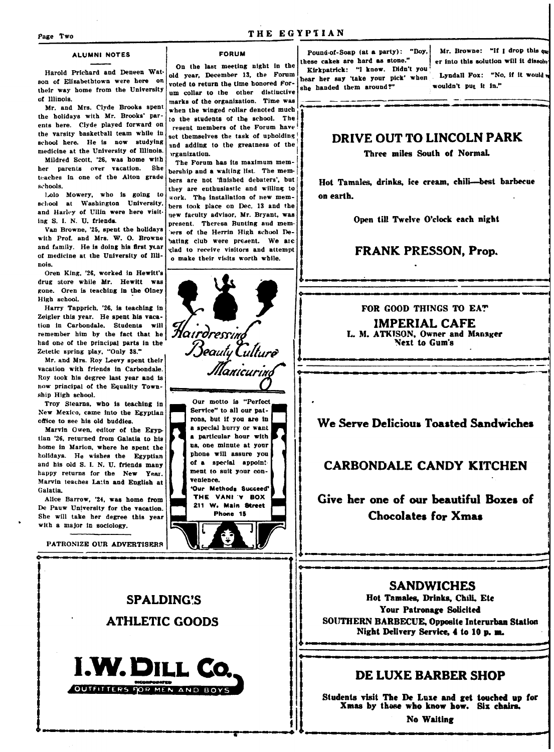## ALUMNI NOTES

Harold Prichard and Deneen Watson of Elizabethtown were here on their way home from the University of Illinois.

Mr. and Mrs. Clyde Brooks spent the holidays with Mr. Brooks' parents here. Clyde played forward on the varsity basketball team while in school here. He is now studying medicine at the University of Illinois.

Mildred Scott, '26, was home with her parents over vacation. She teaches in one of the Alton grade schools.

Lolo Mowery, who is going to school at Washington University, and Harley of Ullin were here visiting S. I. N. U. friends.

Van Browne, '25, spent the holidays with Prof. and Mrs. W. O. Browne and family. He is doing his first year of medicine at the University of Illinois.

Oren King, '26, worked in Hewitt's drug store while Mr. Hewitt was gone. Oren is teaching in the Olney High school.

Harry Tapprich, '26, is teaching in Zeigler this year. He spent his vacation in Carbondale. Students will remember him by the fact that he had one of the principal parts in the Zetetic spring play, "Only 38."

Mr. and Mrs. Roy Leevy spent their vacation with friends in Carbondale. Roy took his degree last year and is now principal of the Equality Township High school.

Troy Stearns, who is teaching in New Mexico, came into the Egyptian office to see his old buddies.

Marvin Owen, editor of the Egyptian '26, returned from Galatia to his home in Marion, where he spent the holidays. He wishes the Egyptian and his old S. I. N. U. friends many happy returns for the New Year. Marvin teaches Latin and English at Galatia.

Alice Barrow, '24, was home from De Pauw University for the vacation. She will take her degree this year with a major in sociology.

PATRONIZE OUR ADVERTISERS

## FORUM

On the last meeting night in the old year, December 13, the Forum voted to return the time honored Forum collar to the other distinctive marks of the organization. Time was when the winged collar denoted much to the students of the school. The resent members of the Forum have set themselves the task of upholding and adding to the greatness of the organization.

The Forum has its maximum membership and a waiting list. The members are not 'finished debaters', but they are enthusiastic and willing to work. The installation of new members took place on Dec. 13 and the new faculty advisor, Mr. Bryant, was present. Theresa Bunting and members of the Herrin High school Debating club were present. We are glad to receive visitors and attempt to make their visits worth while.

Hairdressing
Beauty Culture
Manicuring

Our motto is "Perfect Service" to all our patrons, but if you are in a special hurry or want a particular hour with us, one minute at your phone will assure you of a special appointment to suit your convenience.

"Our Methods Succeed"
THE VANITY BOX
211 W. Main Street
Phone 15

Pound-of-Soap (at a party): "Boy, these cakes are hard as stone."

Kirkpatrick: "I know. Didn't you hear her say 'take your pick' when she handed them around?"

Mr. Browne: "If I drop this quarter into this solution will it dissolve?"

Lyndall Fox: "No, if it would you wouldn't put it in."

**DRIVE OUT TO LINCOLN PARK**

Three miles South of Normal.

Hot Tamales, drinks, ice cream, chili—best barbecue on earth.

Open till Twelve O'clock each night

**FRANK PRESSON, Prop.**

FOR GOOD THINGS TO EAT

**IMPERIAL CAFE**

L. M. ATKISON, Owner and Manager
Next to Gum's

**We Serve Delicious Toasted Sandwiches**

**CARBONDALE CANDY KITCHEN**

**Give her one of our beautiful Boxes of Chocolates for Xmas**

**SPALDING'S**

**ATHLETIC GOODS**

**I. W. DILL CO.**

INCORPORATED
OUTFITTERS FOR MEN AND BOYS

**SANDWICHES**

Hot Tamales, Drinks, Chili, Etc
Your Patronage Solicited
SOUTHERN BARBECUE, Opposite Interurban Station
Night Delivery Service, 4 to 10 p. m.

**DE LUXE BARBER SHOP**

Students visit The De Luxe and get touched up for Xmas by those who know how. Six chairs.

No Waiting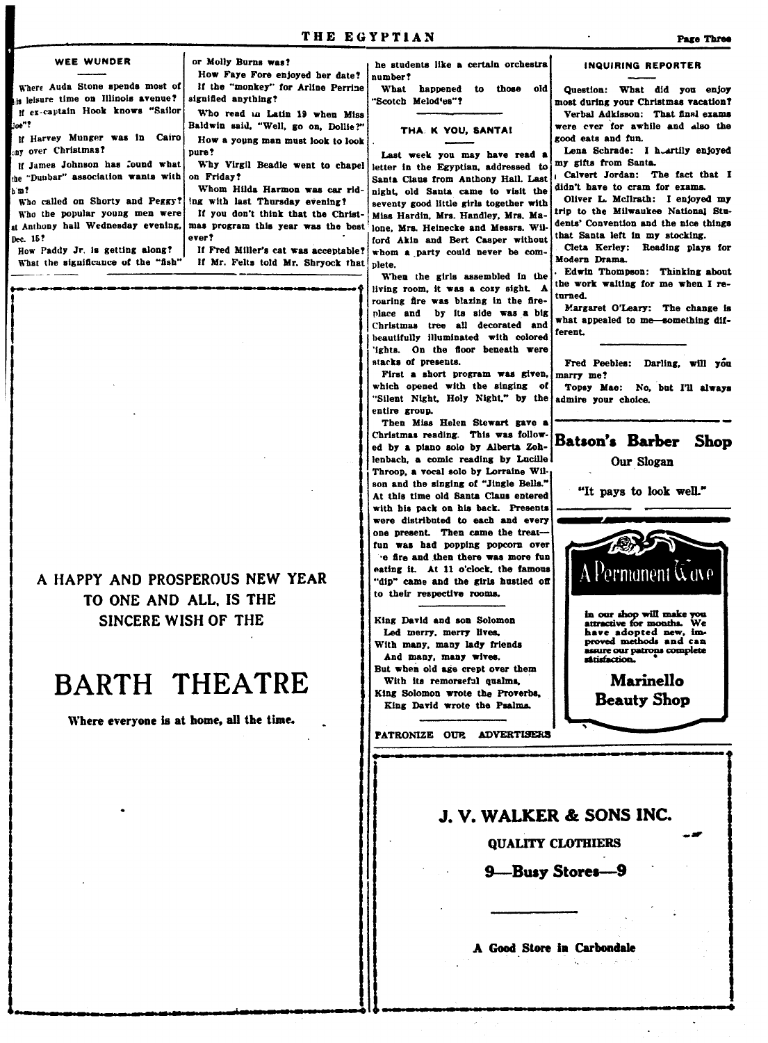## WEE WUNDER

Where Auda Stone spends most of his leisure time on Illinois avenue?

If ex-captain Hook knows "Sailor Joe"?

If Harvey Munger was in Cairo any over Christmas?

If James Johnson has found what the "Dunbar" association wants with him?

Who called on Shorty and Peggy?

Who the popular young men were at Anthony hall Wednesday evening, Dec. 15?

How Paddy Jr. is getting along?

What the significance of the "fish" or Molly Burns was?

How Faye Fore enjoyed her date?

If the "monkey" for Arline Perrine signified anything?

Who read in Latin 19 when Miss Baldwin said, "Well, go on, Dollie?"

How a young man must look to look pure?

Why Virgil Beadle went to chapel on Friday?

Whom Hilda Harmon was car riding with last Thursday evening?

If you don't think that the Christmas program this year was the best ever?

If Fred Miller's cat was acceptable?

If Mr. Felts told Mr. Shryock that he students like a certain orchestra number?

What happened to those old "Scotch Melod'es"?

A HAPPY AND PROSPEROUS NEW YEAR TO ONE AND ALL, IS THE SINCERE WISH OF THE

# BARTH THEATRE

**Where everyone is at home, all the time.**

## THANK YOU, SANTA!

Last week you may have read a letter in the Egyptian, addressed to Santa Claus from Anthony Hall. Last night, old Santa came to visit the seventy good little girls together with Miss Hardin, Mrs. Handley, Mrs. Malone, Mrs. Heinecke and Messrs. Wilford Akin and Bert Casper without whom a party could never be complete.

When the girls assembled in the living room, it was a cozy sight. A roaring fire was blazing in the fireplace and by its side was a big Christmas tree all decorated and beautifully illuminated with colored lights. On the floor beneath were stacks of presents.

First a short program was given, which opened with the singing of "Silent Night, Holy Night," by the entire group.

Then Miss Helen Stewart gave a Christmas reading. This was followed by a piano solo by Alberta Zohlenbach, a comic reading by Lucille Throop, a vocal solo by Lorraine Wilson and the singing of "Jingle Bells." At this time old Santa Claus entered with his pack on his back. Presents were distributed to each and every one present. Then came the treat—fun was had popping popcorn over the fire and then there was more fun eating it. At 11 o'clock, the famous "dip" came and the girls hustled off to their respective rooms.

King David and son Solomon
  Led merry, merry lives,
With many, many lady friends
  And many, many wives.
But when old age crept over them
  With its remorseful qualms,
King Solomon wrote the Proverbs,
  King David wrote the Psalms.

PATRONIZE OUR ADVERTISERS

## INQUIRING REPORTER

Question: What did you enjoy most during your Christmas vacation?

Verbal Adkisson: That final exams were over for awhile and also the good eats and fun.

Lena Schrade: I heartily enjoyed my gifts from Santa.

Calvert Jordan: The fact that I didn't have to cram for exams.

Oliver L. McIlrath: I enjoyed my trip to the Milwaukee National Students' Convention and the nice things that Santa left in my stocking.

Cleta Kerley: Reading plays for Modern Drama.

Edwin Thompson: Thinking about the work waiting for me when I returned.

Margaret O'Leary: The change is what appealed to me—something different.

---

Fred Peebles: Darling, will you marry me?

Topsy Mae: No, but I'll always admire your choice.

# Batson's Barber Shop

Our Slogan

"It pays to look well."

## A Permanent Wave

in our shop will make you attractive for months. We have adopted new, improved methods and can assure our patrons complete satisfaction.

## Marinello Beauty Shop

# J. V. WALKER & SONS INC.

**QUALITY CLOTHIERS**

**9—Busy Stores—9**

**A Good Store in Carbondale**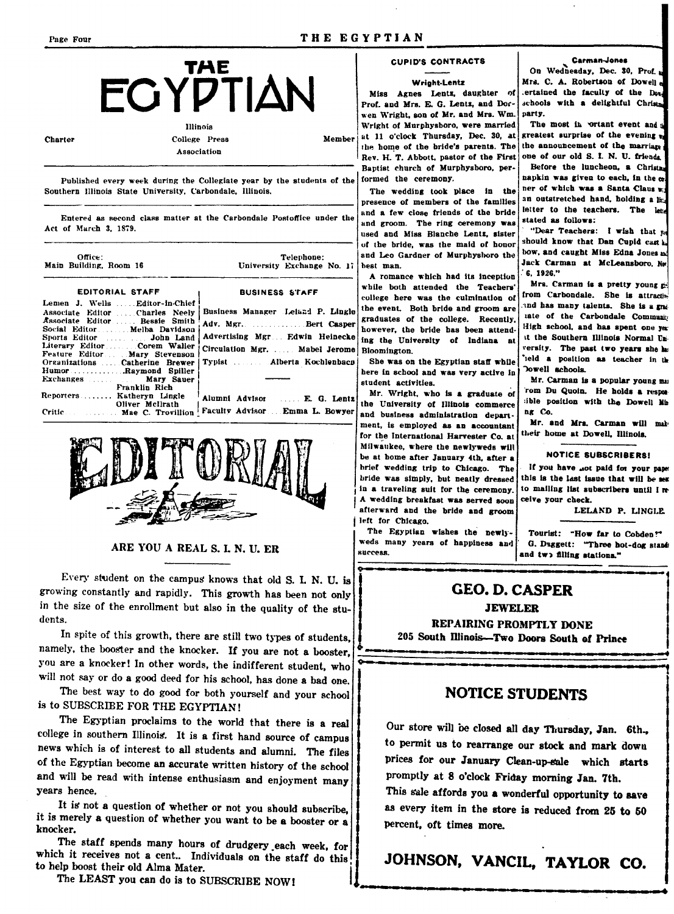# THE EGYPTIAN

Charter — Illinois College Press Association — Member

Published every week during the Collegiate year by the students of the Southern Illinois State University, Carbondale, Illinois.

Entered as second class matter at the Carbondale Postoffice under the Act of March 3, 1879.

Office: Main Building, Room 16 — Telephone: University Exchange No. 17

| EDITORIAL STAFF | | BUSINESS STAFF | |
|---|---|---|---|
| Lemen J. Wells | Editor-in-Chief | Business Manager | Leland P. Lingle |
| Associate Editor | Charles Neely | Adv. Mgr. | Bert Casper |
| Associate Editor | Bessie Smith | Advertising Mgr. | Edwin Heinecke |
| Social Editor | Melba Davidson | Circulation Mgr. | Mabel Jerome |
| Sports Editor | John Land | Typist | Alberta Kochlenbach |
| Literary Editor | Corem Waller | | |
| Feature Editor | Mary Stevenson | | |
| Organizations | Catherine Brewer | | |
| Humor | Raymond Spiller | | |
| Exchanges | Mary Sauer | | |
| Reporters | Franklin Rich | | |
| | Katheryn Lingle | Alumni Advisor | E. G. Lentz |
| | Oliver McIlrath | | |
| Critic | Mae C. Trovillion | Faculty Advisor | Emma L. Bowyer |

## EDITORIAL

### ARE YOU A REAL S. I. N. U. ER

Every student on the campus knows that old S. I. N. U. is growing constantly and rapidly. This growth has been not only in the size of the enrollment but also in the quality of the students.

In spite of this growth, there are still two types of students, namely, the booster and the knocker. If you are not a booster, you are a knocker! In other words, the indifferent student, who will not say or do a good deed for his school, has done a bad one.

The best way to do good for both yourself and your school is to SUBSCRIBE FOR THE EGYPTIAN!

The Egyptian proclaims to the world that there is a real college in southern Illinois. It is a first hand source of campus news which is of interest to all students and alumni. The files of the Egyptian become an accurate written history of the school and will be read with intense enthusiasm and enjoyment many years hence.

It is not a question of whether or not you should subscribe, it is merely a question of whether you want to be a booster or a knocker.

The staff spends many hours of drudgery each week, for which it receives not a cent.. Individuals on the staff do this to help boost their old Alma Mater.

The LEAST you can do is to SUBSCRIBE NOW!

## CUPID'S CONTRACTS

### Wright-Lentz

Miss Agnes Lentz, daughter of Prof. and Mrs. E. G. Lentz, and Dorwen Wright, son of Mr. and Mrs. Wm. Wright of Murphysboro, were married at 11 o'clock Thursday, Dec. 30, at the home of the bride's parents. The Rev. H. T. Abbott, pastor of the First Baptist church of Murphysboro, performed the ceremony.

The wedding took place in the presence of members of the families and a few close friends of the bride and groom. The ring ceremony was used and Miss Blanche Lentz, sister of the bride, was the maid of honor and Leo Gardner of Murphysboro the best man.

A romance which had its inception while both attended the Teachers' college here was the culmination of the event. Both bride and groom are graduates of the college. Recently, however, the bride has been attending the University of Indiana at Bloomington.

She was on the Egyptian staff while here in school and was very active in student activities.

Mr. Wright, who is a graduate of the University of Illinois commerce and business administration department, is employed as an accountant for the International Harvester Co. at Milwaukee, where the newlyweds will be at home after January 4th, after a brief wedding trip to Chicago. The bride was simply, but neatly dressed in a traveling suit for the ceremony. A wedding breakfast was served soon afterward and the bride and groom left for Chicago.

The Egyptian wishes the newlyweds many years of happiness and success.

### Carman-Jones

On Wednesday, Dec. 30, Prof. and Mrs. C. A. Robertson of Dowell entertained the faculty of the Dowell schools with a delightful Christmas party.

The most important event and the greatest surprise of the evening was the announcement of the marriage of one of our old S. I. N. U. friends.

Before the luncheon, a Christmas napkin was given to each, in the corner of which was a Santa Claus with an outstretched hand, holding a little letter to the teachers. The letter stated as follows:

"Dear Teachers: I wish that you should know that Dan Cupid cast his bow, and caught Miss Edna Jones and Jack Carman at McLeansboro, Nov. 6, 1926."

Mrs. Carman is a pretty young girl from Carbondale. She is attractive and has many talents. She is a graduate of the Carbondale Community High school, and has spent one year at the Southern Illinois Normal University. The past two years she has held a position as teacher in the Dowell schools.

Mr. Carman is a popular young man from Du Quoin. He holds a responsible position with the Dowell Mining Co.

Mr. and Mrs. Carman will make their home at Dowell, Illinois.

### NOTICE SUBSCRIBERS!

If you have not paid for your paper this is the last issue that will be sent to mailing list subscribers until I receive your check.

LELAND P. LINGLE.

Tourist: "How far to Cobden?"
G. Daggett: "Three hot-dog stands and two filling stations."

---

## GEO. D. CASPER

**JEWELER**

**REPAIRING PROMPTLY DONE**

**205 South Illinois—Two Doors South of Prince**

---

## NOTICE STUDENTS

Our store will be closed all day Thursday, Jan. 6th., to permit us to rearrange our stock and mark down prices for our January Clean-up-sale which starts promptly at 8 o'clock Friday morning Jan. 7th.

This sale affords you a wonderful opportunity to save as every item in the store is reduced from 25 to 50 percent, oft times more.

## JOHNSON, VANCIL, TAYLOR CO.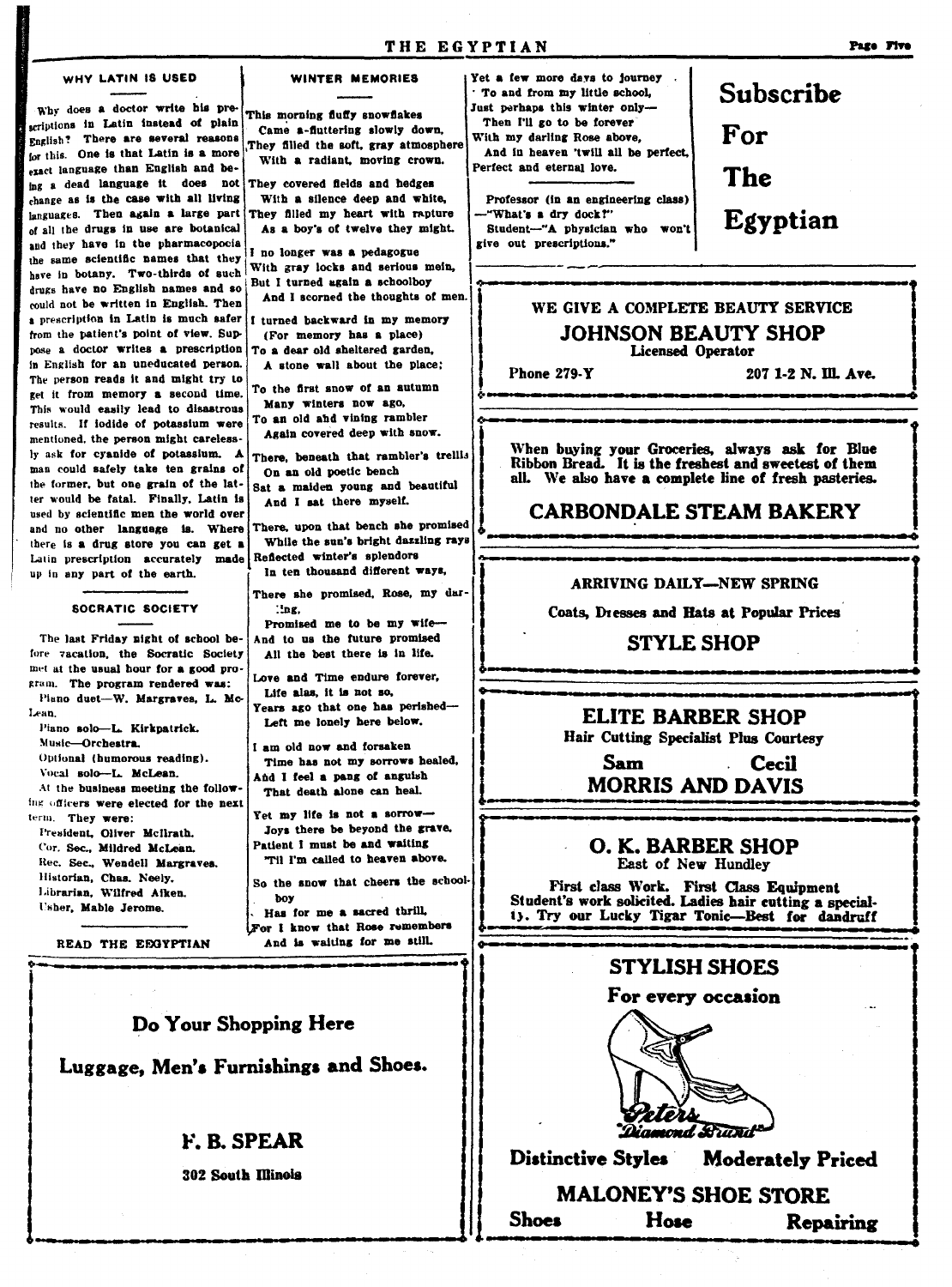## WHY LATIN IS USED

Why does a doctor write his prescriptions in Latin instead of plain English? There are several reasons for this. One is that Latin is a more exact language than English and being a dead language it does not change as is the case with all living languages. Then again a large part of all the drugs in use are botanical and they have in the pharmacopocia the same scientific names that they have in botany. Two-thirds of such drugs have no English names and so could not be written in English. Then a prescription in Latin is much safer from the patient's point of view. Suppose a doctor writes a prescription in English for an uneducated person. The person reads it and might try to get it from memory a second time. This would easily lead to disastrous results. If iodide of potassium were mentioned, the person might carelessly ask for cyanide of potassium. A man could safely take ten grains of the former, but one grain of the latter would be fatal. Finally, Latin is used by scientific men the world over and no other language is. Where there is a drug store you can get a Latin prescription accurately made up in any part of the earth.

## SOCRATIC SOCIETY

The last Friday night of school before vacation, the Socratic Society met at the usual hour for a good program. The program rendered was:

Piano duet—W. Margraves, L. McLean.

Piano solo—L. Kirkpatrick.

Music—Orchestra.

Optional (humorous reading).

Vocal solo—L. McLean.

At the business meeting the following officers were elected for the next term. They were:

President, Oliver McIlrath.
Cor. Sec., Mildred McLean.
Rec. Sec., Wendell Margraves.
Historian, Chas. Neely.
Librarian, Wilfred Aiken.
Usher, Mable Jerome.

READ THE EGYPTIAN

## WINTER MEMORIES

This morning fluffy snowflakes
Came a-fluttering slowly down,
They filled the soft, gray atmosphere
With a radiant, moving crown.

They covered fields and hedges
With a silence deep and white,
They filled my heart with rapture
As a boy's of twelve they might.

I no longer was a pedagogue
With gray locks and serious mein,
But I turned again a schoolboy
And I scorned the thoughts of men.

I turned backward in my memory
(For memory has a place)
To a dear old sheltered garden,
A stone wall about the place;

To the first snow of an autumn
Many winters now ago,
To an old and vining rambler
Again covered deep with snow.

There, beneath that rambler's trellis
On an old poetic bench
Sat a maiden young and beautiful
And I sat there myself.

There, upon that bench she promised
While the sun's bright dazzling rays
Reflected winter's splendors
In ten thousand different ways,

There she promised, Rose, my darling,
Promised me to be my wife—
And to us the future promised
All the best there is in life.

Love and Time endure forever,
Life alas, it is not so,
Years ago that one has perished—
Left me lonely here below.

I am old now and forsaken
Time has not my sorrows healed,
And I feel a pang of anguish
That death alone can heal.

Yet my life is not a sorrow—
Joys there be beyond the grave.
Patient I must be and waiting
'Til I'm called to heaven above.

So the snow that cheers the schoolboy
Has for me a sacred thrill,
For I know that Rose remembers
And is waiting for me still.

Yet a few more days to journey
To and from my little school,
Just perhaps this winter only—
Then I'll go to be forever
With my darling Rose above,
And in heaven 'twill all be perfect,
Perfect and eternal love.

---

Professor (in an engineering class) —"What's a dry dock?"

Student—"A physician who won't give out prescriptions."

---

**Subscribe For The Egyptian**

---

**WE GIVE A COMPLETE BEAUTY SERVICE**

**JOHNSON BEAUTY SHOP**
Licensed Operator

Phone 279-Y — 207 1-2 N. Ill. Ave.

---

When buying your Groceries, always ask for Blue Ribbon Bread. It is the freshest and sweetest of them all. We also have a complete line of fresh pasteries.

**CARBONDALE STEAM BAKERY**

---

ARRIVING DAILY—NEW SPRING

Coats, Dresses and Hats at Popular Prices

**STYLE SHOP**

---

**ELITE BARBER SHOP**
Hair Cutting Specialist Plus Courtesy

Sam — Cecil
**MORRIS AND DAVIS**

---

**O. K. BARBER SHOP**
East of New Hundley

First class Work. First Class Equipment
Student's work solicited. Ladies hair cutting a specialty. Try our Lucky Tigar Tonic—Best for dandruff

---

**Do Your Shopping Here**

**Luggage, Men's Furnishings and Shoes.**

**F. B. SPEAR**
302 South Illinois

---

**STYLISH SHOES**
For every occasion

Peters Diamond Brand

Distinctive Styles — Moderately Priced

**MALONEY'S SHOE STORE**

Shoes — Hose — Repairing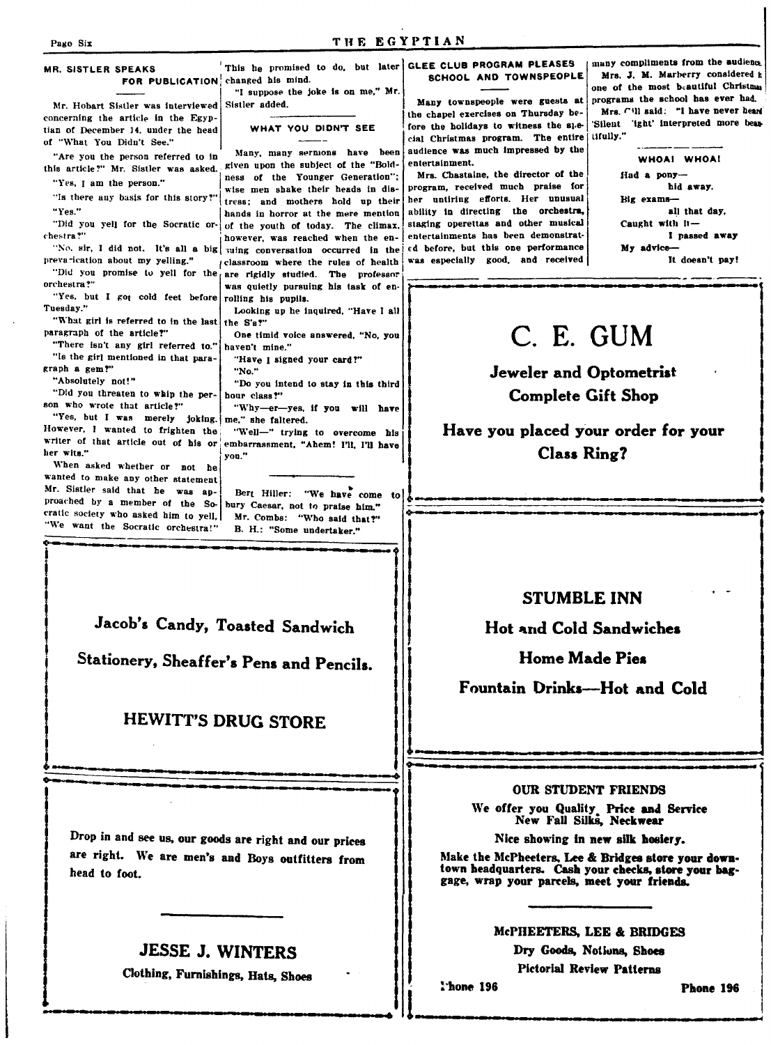## MR. SISTLER SPEAKS FOR PUBLICATION

Mr. Hobart Sistler was interviewed concerning the article in the Egyptian of December 14, under the head of "What You Didn't See."

"Are you the person referred to in this article?" Mr. Sistler was asked.

"Yes, I am the person."

"Is there any basis for this story?"

"Yes."

"Did you yell for the Socratic orchestra?"

"No, sir, I did not. It's all a big prevarication about my yelling."

"Did you promise to yell for the orchestra?"

"Yes, but I got cold feet before Tuesday."

"What girl is referred to in the last paragraph of the article?"

"There isn't any girl referred to."

"Is the girl mentioned in that paragraph a gem?"

"Absolutely not!"

"Did you threaten to whip the person who wrote that article?"

"Yes, but I was merely joking. However, I wanted to frighten the writer of that article out of his or her wits."

When asked whether or not he wanted to make any other statement Mr. Sistler said that he was approached by a member of the Socratic society who asked him to yell, "We want the Socratic orchestra!" This he promised to do, but later changed his mind.

"I suppose the joke is on me," Mr. Sistler added.

## WHAT YOU DIDN'T SEE

Many, many sermons have been given upon the subject of the "Boldness of the Younger Generation"; wise men shake their heads in distress; and mothers hold up their hands in horror at the mere mention of the youth of today. The climax, however, was reached when the ensuing conversation occurred in the classroom where the rules of health are rigidly studied. The professor was quietly pursuing his task of enrolling his pupils.

Looking up he inquired, "Have I all the S's?"

One timid voice answered, "No, you haven't mine."

"Have I signed your card?"

"No."

"Do you intend to stay in this third hour class?"

"Why—er—yes, if you will have me," she faltered.

"Well—" trying to overcome his embarrassment, "Ahem! I'll, I'll have you."

---

Bert Hiller: "We have come to bury Caesar, not to praise him."

Mr. Combs: "Who said that?"

B. H.: "Some undertaker."

## GLEE CLUB PROGRAM PLEASES SCHOOL AND TOWNSPEOPLE

Many townspeople were guests at the chapel exercises on Thursday before the holidays to witness the special Christmas program. The entire audience was much impressed by the entertainment.

Mrs. Chastaine, the director of the program, received much praise for her untiring efforts. Her unusual ability in directing the orchestra, staging operettas and other musical entertainments has been demonstrated before, but this one performance was especially good, and received many compliments from the audience.

Mrs. J. M. Marberry considered it one of the most beautiful Christmas programs the school has ever had.

Mrs. Gill said: "I have never heard 'Silent Night' interpreted more beautifully."

## WHOA! WHOA!

Had a pony—
hid away.
Big exams—
all that day.
Caught with it—
I passed away
My advice—
It doesn't pay!

---

# C. E. GUM

**Jeweler and Optometrist**
**Complete Gift Shop**

**Have you placed your order for your Class Ring?**

---

**Jacob's Candy, Toasted Sandwich**

**Stationery, Sheaffer's Pens and Pencils.**

**HEWITT'S DRUG STORE**

---

**STUMBLE INN**

**Hot and Cold Sandwiches**

**Home Made Pies**

**Fountain Drinks—Hot and Cold**

---

Drop in and see us, our goods are right and our prices are right. We are men's and Boys outfitters from head to foot.

**JESSE J. WINTERS**

**Clothing, Furnishings, Hats, Shoes**

---

**OUR STUDENT FRIENDS**

We offer you Quality, Price and Service
New Fall Silks, Neckwear

Nice showing in new silk hosiery.

Make the McPheeters, Lee & Bridges store your downtown headquarters. Cash your checks, store your baggage, wrap your parcels, meet your friends.

**McPHEETERS, LEE & BRIDGES**

**Dry Goods, Notions, Shoes**

**Pictorial Review Patterns**

Phone 196 Phone 196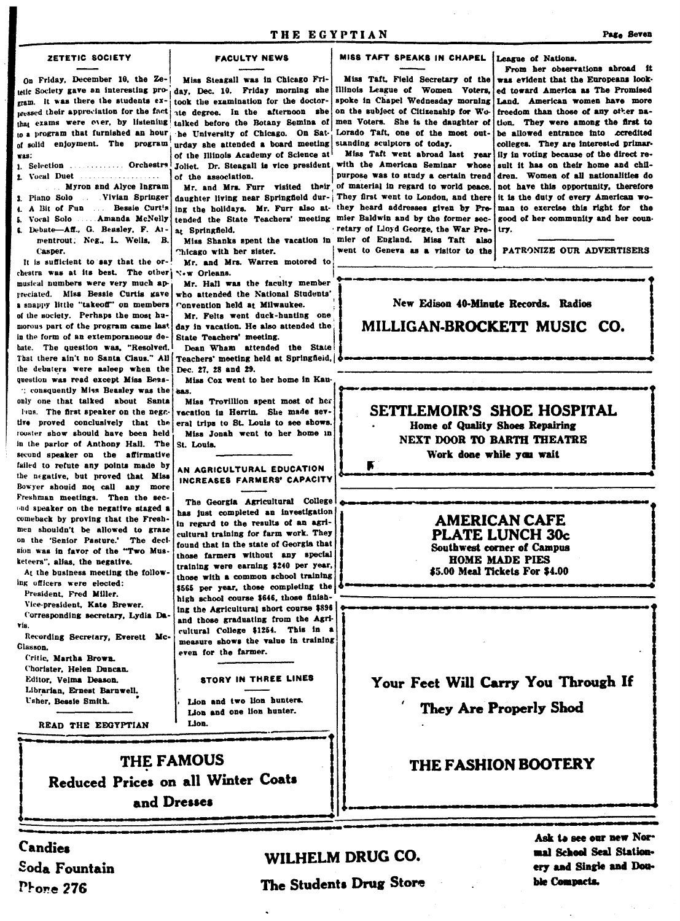## ZETETIC SOCIETY

On Friday, December 10, the Zetetic Society gave an interesting program. It was there the students expressed their appreciation for the fact that exams were over, by listening to a program that furnished an hour of solid enjoyment. The program was:

1. Selection ............ Orchestra
2. Vocal Duet ..................... Myron and Alyce Ingram
3. Piano Solo ... Vivian Springer
4. A Bit of Fun ... Bessie Curtis
5. Vocal Solo ..... Amanda McNelly
6. Debate—Aff., G. Beasley, F. Armentrout; Neg., L. Wells, B. Casper.

It is sufficient to say that the orchestra was at its best. The other musical numbers were very much appreciated. Miss Bessie Curtis gave a snappy little "takeoff" on members of the society. Perhaps the most humorous part of the program came last in the form of an extemporaneous debate. The question was, "Resolved, That there ain't no Santa Claus." All the debaters were asleep when the question was read except Miss Beasley; consequently Miss Beasley was the only one that talked about Santa Claus. The first speaker on the negative proved conclusively that the rooster show should have been held in the parlor of Anthony Hall. The second speaker on the affirmative failed to refute any points made by the negative, but proved that Miss Bowyer should not call any more Freshman meetings. Then the second speaker on the negative staged a comeback by proving that the Freshmen shouldn't be allowed to graze on the 'Senior Pasture.' The decision was in favor of the "Two Musketeers", alias, the negative.

At the business meeting the following officers were elected:

President, Fred Miller.
Vice-president, Kate Brewer.
Corresponding secretary, Lydia Davis.
Recording Secretary, Everett McGlasson.
Critic, Martha Brown.
Chorister, Helen Duncan.
Editor, Velma Deason.
Librarian, Ernest Barnwell.
Usher, Bessie Smith.

READ THE EGYPTIAN

## FACULTY NEWS

Miss Steagall was in Chicago Friday, Dec. 10. Friday morning she took the examination for the doctorate degree. In the afternoon she talked before the Botany Semina of the University of Chicago. On Saturday she attended a board meeting of the Illinois Academy of Science at Joliet. Dr. Steagall is vice president of the association.

Mr. and Mrs. Furr visited their daughter living near Springfield during the holidays. Mr. Furr also attended the State Teachers' meeting at Springfield.

Miss Shanks spent the vacation in Chicago with her sister.

Mr. and Mrs. Warren motored to New Orleans.

Mr. Hall was the faculty member who attended the National Students' Convention held at Milwaukee.

Mr. Felts went duck-hunting one day in vacation. He also attended the State Teachers' meeting.

Dean Wham attended the State Teachers' meeting held at Springfield, Dec. 27, 28 and 29.

Miss Cox went to her home in Kansas.

Miss Trovillion spent most of her vacation in Herrin. She made several trips to St. Louis to see shows.

Miss Jonah went to her home in St. Louis.

## AN AGRICULTURAL EDUCATION INCREASES FARMERS' CAPACITY

The Georgia Agricultural College has just completed an investigation in regard to the results of an agricultural training for farm work. They found that in the state of Georgia that those farmers without any special training were earning $240 per year, those with a common school training $565 per year, those completing the high school course $646, those finishing the Agricultural short course $898 and those graduating from the Agricultural College $1254. This in a measure shows the value in training even for the farmer.

## STORY IN THREE LINES

Lion and two lion hunters.
Lion and one lion hunter.
Lion.

## MISS TAFT SPEAKS IN CHAPEL

Miss Taft, Field Secretary of the Illinois League of Women Voters, spoke in Chapel Wednesday morning on the subject of Citizenship for Women Voters. She is the daughter of Lorado Taft, one of the most outstanding sculptors of today.

Miss Taft went abroad last year with the American Seminar whose purpose was to study a certain trend of material in regard to world peace. They first went to London, and there they heard addresses given by Premier Baldwin and by the former secretary of Lloyd George, the War Premier of England. Miss Taft also went to Geneva as a visitor to the League of Nations.

From her observations abroad it was evident that the Europeans looked toward America as The Promised Land. American women have more freedom than those of any other nation. They were among the first to be allowed entrance into accredited colleges. They are interested primarily in voting because of the direct result it has on their home and children. Women of all nationalities do not have this opportunity, therefore it is the duty of every American woman to exercise this right for the good of her community and her country.

PATRONIZE OUR ADVERTISERS

---

New Edison 40-Minute Records. Radios

**MILLIGAN-BROCKETT MUSIC CO.**

---

**SETTLEMOIR'S SHOE HOSPITAL**

**Home of Quality Shoes Repairing**

**NEXT DOOR TO BARTH THEATRE**

**Work done while you wait**

---

**AMERICAN CAFE**
**PLATE LUNCH 30c**

Southwest corner of Campus
HOME MADE PIES
$5.00 Meal Tickets For $4.00

---

**Your Feet Will Carry You Through If They Are Properly Shod**

**THE FASHION BOOTERY**

---

**THE FAMOUS**

**Reduced Prices on all Winter Coats and Dresses**

---

**Candies**
**Soda Fountain**
**Phone 276**

**WILHELM DRUG CO.**

**The Students Drug Store**

Ask to see our new Normal School Seal Stationery and Single and Double Compacts.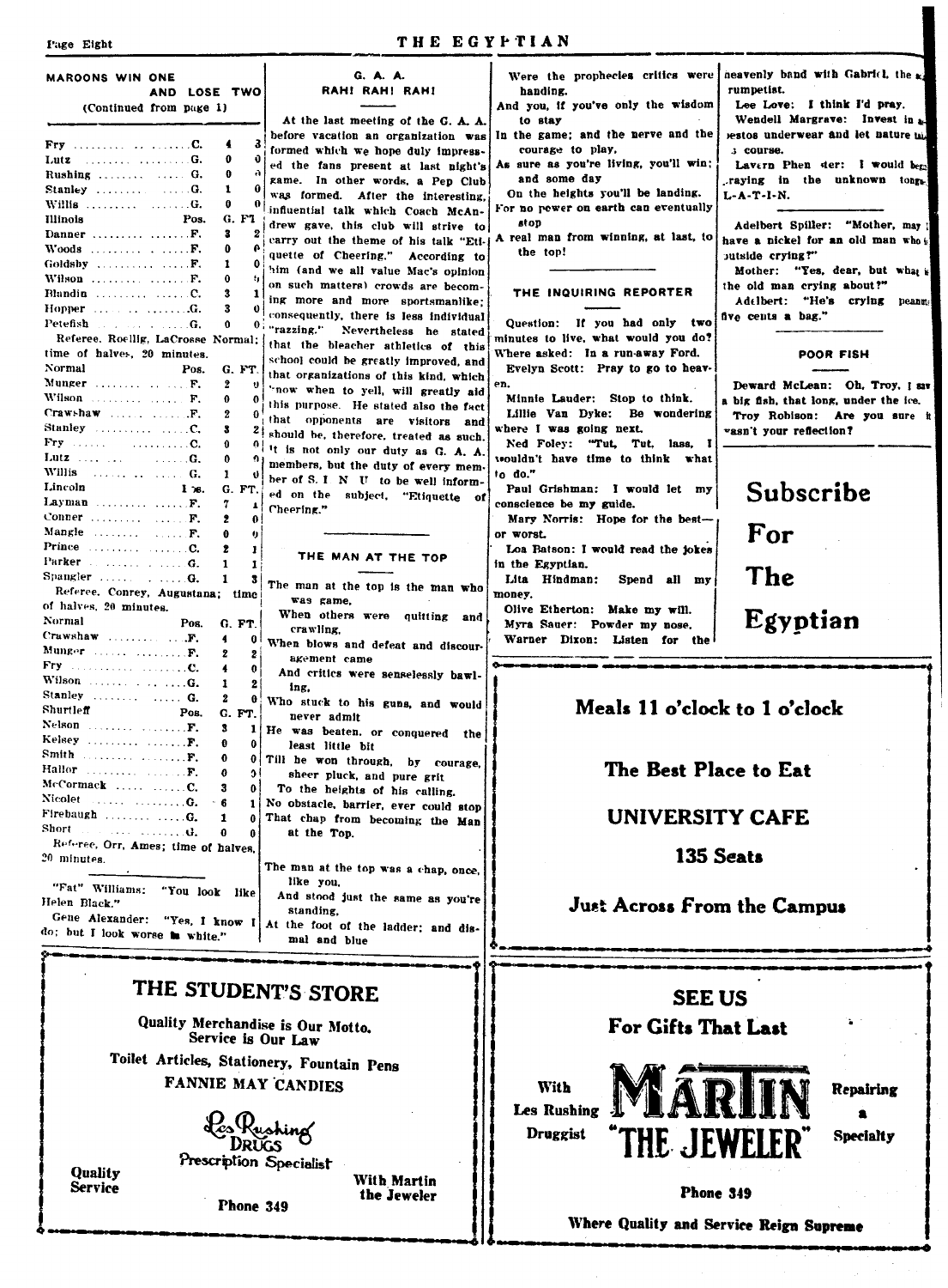## MAROONS WIN ONE AND LOSE TWO

(Continued from page 1)

| | | | |
|---|---|---|---|
| Fry | C. | 4 | 3 |
| Lutz | G. | 0 | 0 |
| Rushing | G. | 0 | 0 |
| Stanley | G. | 1 | 0 |
| Willis | G. | 0 | 0 |
| Illinois | Pos. | G. | FT. |
| Danner | F. | 3 | 2 |
| Woods | F. | 0 | 0 |
| Goldsby | F. | 1 | 0 |
| Wilson | F. | 0 | 0 |
| Blandin | C. | 3 | 1 |
| Hopper | G. | 3 | 0 |
| Petefish | G. | 0 | 0 |

Referee, Roellig, LaCrosse Normal; time of halves, 20 minutes.

| Normal | Pos. | G. | FT. |
|---|---|---|---|
| Munger | F. | 2 | 0 |
| Wilson | F. | 0 | 0 |
| Crawshaw | F. | 2 | 0 |
| Stanley | C. | 3 | 2 |
| Fry | C. | 0 | 0 |
| Lutz | G. | 0 | 0 |
| Willis | G. | 1 | 0 |
| Lincoln | Pos. | G. | FT. |
| Layman | F. | 7 | 1 |
| Conner | F. | 2 | 0 |
| Mangle | F. | 0 | 0 |
| Prince | C. | 2 | 1 |
| Parker | G. | 1 | 1 |
| Spangler | G. | 1 | 3 |

Referee, Conrey, Augustana; time of halves, 20 minutes.

| Normal | Pos. | G. | FT. |
|---|---|---|---|
| Crawshaw | F. | 4 | 0 |
| Munger | F. | 2 | 2 |
| Fry | C. | 4 | 0 |
| Wilson | G. | 1 | 2 |
| Stanley | G. | 2 | 0 |
| Shurtleff | Pos. | G. | FT. |
| Nelson | F. | 3 | 1 |
| Kelsey | F. | 0 | 0 |
| Smith | F. | 0 | 0 |
| Hallor | F. | 0 | 0 |
| McCormack | C. | 3 | 0 |
| Nicolet | G. | 6 | 1 |
| Firebaugh | G. | 1 | 0 |
| Short | G. | 0 | 0 |

Referee, Orr, Ames; time of halves, 20 minutes.

"Fat" Williams: "You look like Helen Black."

Gene Alexander: "Yes, I know I do; but I look worse in white."

## G. A. A. RAH! RAH! RAH!

At the last meeting of the G. A. A. before vacation an organization was formed which we hope duly impressed the fans present at last night's game. In other words, a Pep Club was formed. After the interesting, influential talk which Coach McAndrew gave, this club will strive to carry out the theme of his talk "Etiquette of Cheering." According to him (and we all value Mac's opinion on such matters) crowds are becoming more and more sportsmanlike; consequently, there is less individual "razzing." Nevertheless he stated that the bleacher athletics of this school could be greatly improved, and that organizations of this kind, which "now when to yell, will greatly aid this purpose. He stated also the fact that opponents are visitors and should be, therefore, treated as such. It is not only our duty as G. A. A. members, but the duty of every member of S. I. N. U. to be well informed on the subject, "Etiquette of Cheering."

## THE MAN AT THE TOP

The man at the top is the man who
 was game,
 When others were quitting and
 crawling,
When blows and defeat and discour-
 agement came
 And critics were senselessly bawl-
 ing,
Who stuck to his guns, and would
 never admit
He was beaten, or conquered the
 least little bit
Till he won through, by courage,
 sheer pluck, and pure grit
 To the heights of his calling.
No obstacle, barrier, ever could stop
That chap from becoming the Man
 at the Top.

The man at the top was a chap, once,
 like you,
 And stood just the same as you're
 standing,
At the foot of the ladder; and dis-
 mal and blue
Were the prophecies critics were
 handing.
And you, if you've only the wisdom
 to stay
In the game; and the nerve and the
 courage to play,
As sure as you're living, you'll win;
 and some day
 On the heights you'll be landing.
For no power on earth can eventually
 stop
A real man from winning, at last, to
 the top!

## THE INQUIRING REPORTER

Question: If you had only two minutes to live, what would you do? Where asked: In a run-away Ford.

Evelyn Scott: Pray to go to heaven.

Minnie Lauder: Stop to think.

Lillie Van Dyke: Be wondering where I was going next.

Ned Foley: "Tut, Tut, lass, I wouldn't have time to think what to do."

Paul Grishman: I would let my conscience be my guide.

Mary Norris: Hope for the best—or worst.

Loa Batson: I would read the jokes in the Egyptian.

Lita Hindman: Spend all my money.

Olive Etherton: Make my will.

Myra Sauer: Powder my nose.

Warner Dixon: Listen for the heavenly band with Gabriel, the trumpetist.

Lee Love: I think I'd pray.

Wendell Margrave: Invest in asbestos underwear and let nature take its course.

Lavern Phenster: I would begin praying in the unknown tongue, L-A-T-I-N.

Adelbert Spiller: "Mother, may I have a nickel for an old man who is outside crying?"

Mother: "Yes, dear, but what is the old man crying about?"

Adelbert: "He's crying peanuts, five cents a bag."

## POOR FISH

Deward McLean: Oh, Troy, I saw a big fish, that long, under the ice.

Troy Robison: Are you sure it wasn't your reflection?

**Subscribe For The Egyptian**

**Meals 11 o'clock to 1 o'clock**

**The Best Place to Eat**

**UNIVERSITY CAFE**

**135 Seats**

**Just Across From the Campus**

## THE STUDENT'S STORE

**Quality Merchandise is Our Motto.**
**Service is Our Law**

**Toilet Articles, Stationery, Fountain Pens**

**FANNIE MAY CANDIES**

Les Rushing DRUGS
Prescription Specialist

**Quality Service** — **With Martin the Jeweler**

**Phone 349**

## SEE US

**For Gifts That Last**

With Les Rushing Druggist — **MARTIN "THE JEWELER"** — Repairing a Specialty

**Phone 349**

**Where Quality and Service Reign Supreme**